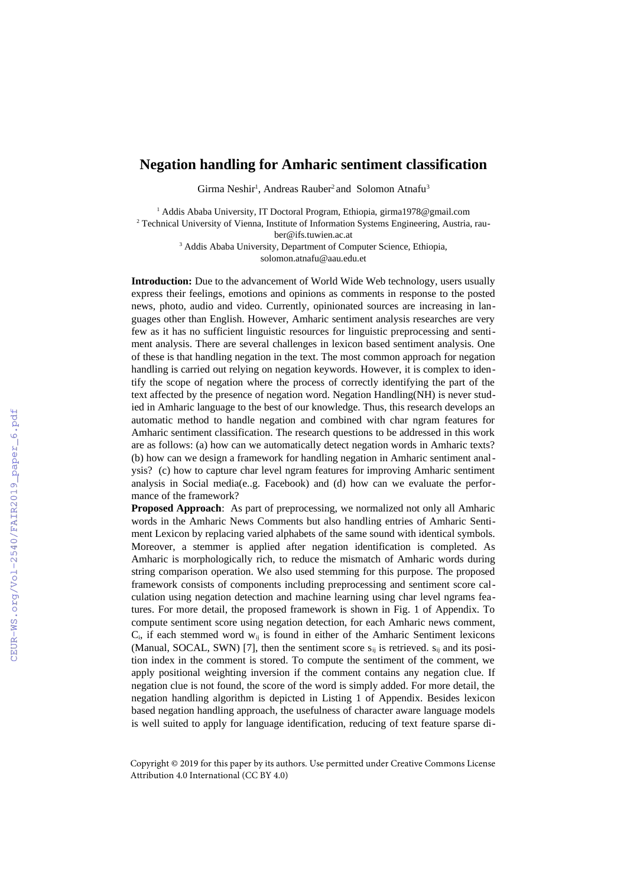# Negation handling for Amharic sentiment classification

Girma Neshir[1], Andreas Rauber[2] and Solomon Atnafu[3]

[1] Addis Ababa University, IT Doctoral Program, Ethiopia, girma1978@gmail.com
[2] Technical University of Vienna, Institute of Information Systems Engineering, Austria, rauber@ifs.tuwien.ac.at
[3] Addis Ababa University, Department of Computer Science, Ethiopia, solomon.atnafu@aau.edu.et

**Introduction:** Due to the advancement of World Wide Web technology, users usually express their feelings, emotions and opinions as comments in response to the posted news, photo, audio and video. Currently, opinionated sources are increasing in languages other than English. However, Amharic sentiment analysis researches are very few as it has no sufficient linguistic resources for linguistic preprocessing and sentiment analysis. There are several challenges in lexicon based sentiment analysis. One of these is that handling negation in the text. The most common approach for negation handling is carried out relying on negation keywords. However, it is complex to identify the scope of negation where the process of correctly identifying the part of the text affected by the presence of negation word. Negation Handling(NH) is never studied in Amharic language to the best of our knowledge. Thus, this research develops an automatic method to handle negation and combined with char ngram features for Amharic sentiment classification. The research questions to be addressed in this work are as follows: (a) how can we automatically detect negation words in Amharic texts? (b) how can we design a framework for handling negation in Amharic sentiment analysis? (c) how to capture char level ngram features for improving Amharic sentiment analysis in Social media(e..g. Facebook) and (d) how can we evaluate the performance of the framework?

**Proposed Approach**: As part of preprocessing, we normalized not only all Amharic words in the Amharic News Comments but also handling entries of Amharic Sentiment Lexicon by replacing varied alphabets of the same sound with identical symbols. Moreover, a stemmer is applied after negation identification is completed. As Amharic is morphologically rich, to reduce the mismatch of Amharic words during string comparison operation. We also used stemming for this purpose. The proposed framework consists of components including preprocessing and sentiment score calculation using negation detection and machine learning using char level ngrams features. For more detail, the proposed framework is shown in Fig. 1 of Appendix. To compute sentiment score using negation detection, for each Amharic news comment, $C_i$, if each stemmed word $w_{ij}$ is found in either of the Amharic Sentiment lexicons (Manual, SOCAL, SWN) [7], then the sentiment score $s_{ij}$ is retrieved. $s_{ij}$ and its position index in the comment is stored. To compute the sentiment of the comment, we apply positional weighting inversion if the comment contains any negation clue. If negation clue is not found, the score of the word is simply added. For more detail, the negation handling algorithm is depicted in Listing 1 of Appendix. Besides lexicon based negation handling approach, the usefulness of character aware language models is well suited to apply for language identification, reducing of text feature sparse di-

Copyright © 2019 for this paper by its authors. Use permitted under Creative Commons License Attribution 4.0 International (CC BY 4.0)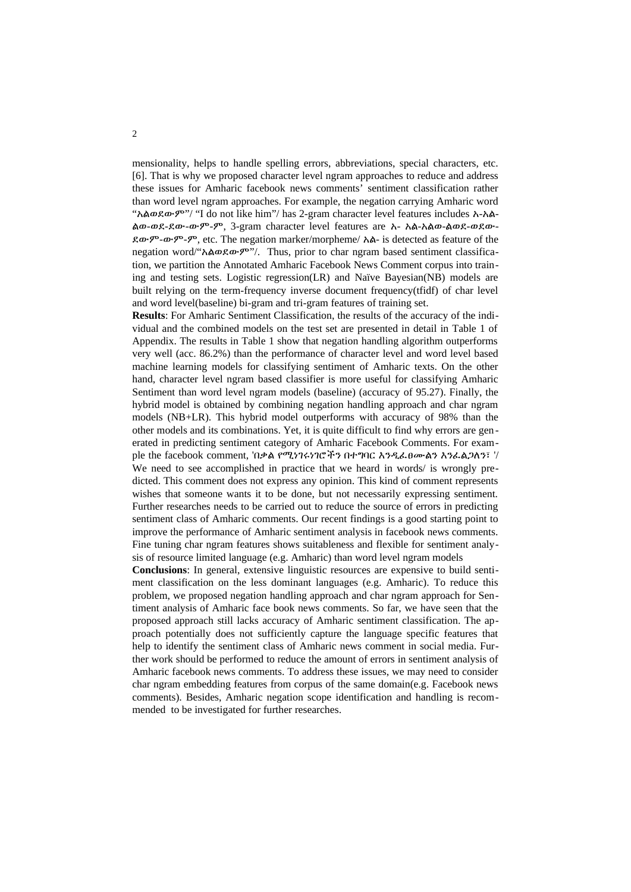mensionality, helps to handle spelling errors, abbreviations, special characters, etc. [6]. That is why we proposed character level ngram approaches to reduce and address these issues for Amharic facebook news comments' sentiment classification rather than word level ngram approaches. For example, the negation carrying Amharic word "አልወደውም"/ "I do not like him"/ has 2-gram character level features includes አ-አል-ልወ-ወደ-ደው-ውም-ም, 3-gram character level features are አ- አል-አልወ-ልወደ-ወደው-ደውም-ውም-ም, etc. The negation marker/morpheme/ አል- is detected as feature of the negation word/"አልወደውም"/. Thus, prior to char ngram based sentiment classification, we partition the Annotated Amharic Facebook News Comment corpus into training and testing sets. Logistic regression(LR) and Naïve Bayesian(NB) models are built relying on the term-frequency inverse document frequency(tfidf) of char level and word level(baseline) bi-gram and tri-gram features of training set.

**Results**: For Amharic Sentiment Classification, the results of the accuracy of the individual and the combined models on the test set are presented in detail in Table 1 of Appendix. The results in Table 1 show that negation handling algorithm outperforms very well (acc. 86.2%) than the performance of character level and word level based machine learning models for classifying sentiment of Amharic texts. On the other hand, character level ngram based classifier is more useful for classifying Amharic Sentiment than word level ngram models (baseline) (accuracy of 95.27). Finally, the hybrid model is obtained by combining negation handling approach and char ngram models (NB+LR). This hybrid model outperforms with accuracy of 98% than the other models and its combinations. Yet, it is quite difficult to find why errors are generated in predicting sentiment category of Amharic Facebook Comments. For example the facebook comment, 'በቃል የሚነገሩነገሮችን በተግባር እንዲፈፀሙልን እንፈልጋለን፣ '/ We need to see accomplished in practice that we heard in words/ is wrongly predicted. This comment does not express any opinion. This kind of comment represents wishes that someone wants it to be done, but not necessarily expressing sentiment. Further researches needs to be carried out to reduce the source of errors in predicting sentiment class of Amharic comments. Our recent findings is a good starting point to improve the performance of Amharic sentiment analysis in facebook news comments. Fine tuning char ngram features shows suitableness and flexible for sentiment analysis of resource limited language (e.g. Amharic) than word level ngram models

**Conclusions**: In general, extensive linguistic resources are expensive to build sentiment classification on the less dominant languages (e.g. Amharic). To reduce this problem, we proposed negation handling approach and char ngram approach for Sentiment analysis of Amharic face book news comments. So far, we have seen that the proposed approach still lacks accuracy of Amharic sentiment classification. The approach potentially does not sufficiently capture the language specific features that help to identify the sentiment class of Amharic news comment in social media. Further work should be performed to reduce the amount of errors in sentiment analysis of Amharic facebook news comments. To address these issues, we may need to consider char ngram embedding features from corpus of the same domain(e.g. Facebook news comments). Besides, Amharic negation scope identification and handling is recommended to be investigated for further researches.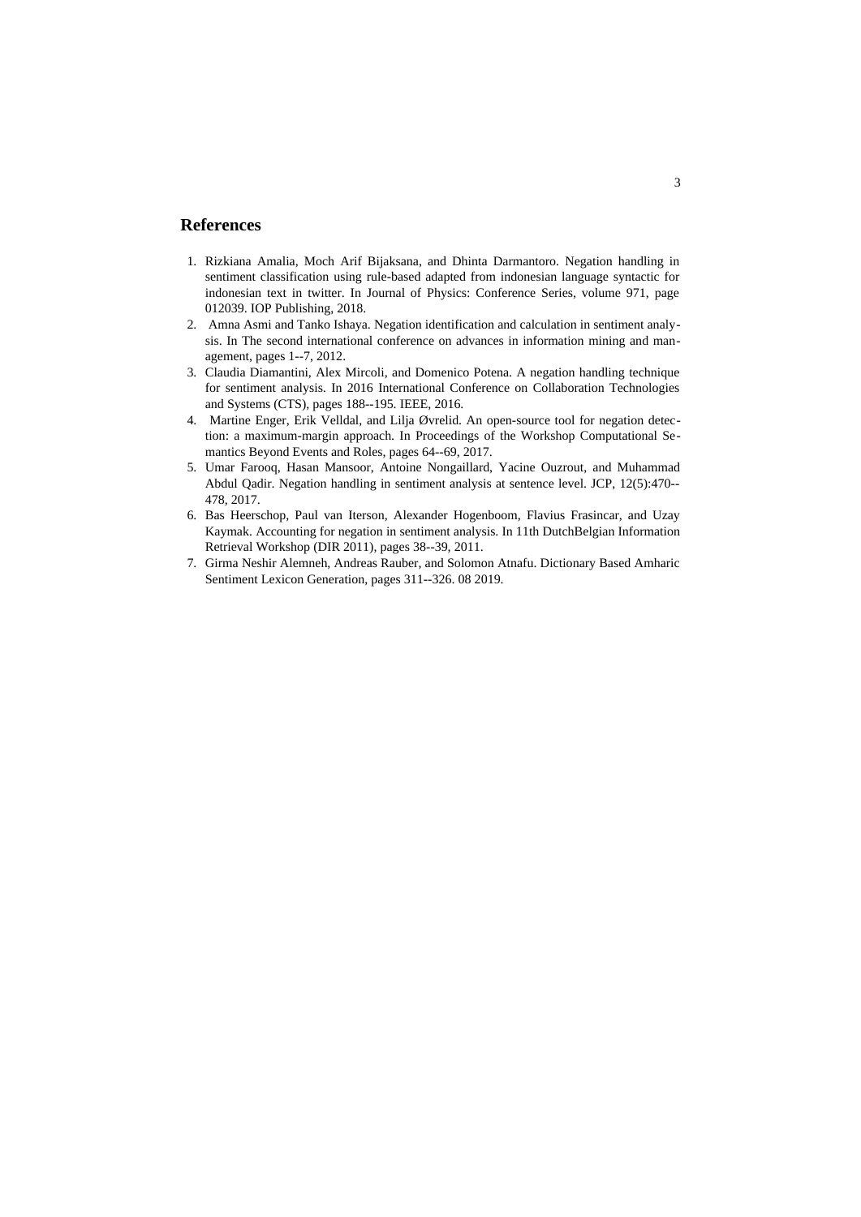## References

1. Rizkiana Amalia, Moch Arif Bijaksana, and Dhinta Darmantoro. Negation handling in sentiment classification using rule-based adapted from indonesian language syntactic for indonesian text in twitter. In Journal of Physics: Conference Series, volume 971, page 012039. IOP Publishing, 2018.
2. Amna Asmi and Tanko Ishaya. Negation identification and calculation in sentiment analysis. In The second international conference on advances in information mining and management, pages 1--7, 2012.
3. Claudia Diamantini, Alex Mircoli, and Domenico Potena. A negation handling technique for sentiment analysis. In 2016 International Conference on Collaboration Technologies and Systems (CTS), pages 188--195. IEEE, 2016.
4. Martine Enger, Erik Velldal, and Lilja Øvrelid. An open-source tool for negation detection: a maximum-margin approach. In Proceedings of the Workshop Computational Semantics Beyond Events and Roles, pages 64--69, 2017.
5. Umar Farooq, Hasan Mansoor, Antoine Nongaillard, Yacine Ouzrout, and Muhammad Abdul Qadir. Negation handling in sentiment analysis at sentence level. JCP, 12(5):470--478, 2017.
6. Bas Heerschop, Paul van Iterson, Alexander Hogenboom, Flavius Frasincar, and Uzay Kaymak. Accounting for negation in sentiment analysis. In 11th DutchBelgian Information Retrieval Workshop (DIR 2011), pages 38--39, 2011.
7. Girma Neshir Alemneh, Andreas Rauber, and Solomon Atnafu. Dictionary Based Amharic Sentiment Lexicon Generation, pages 311--326. 08 2019.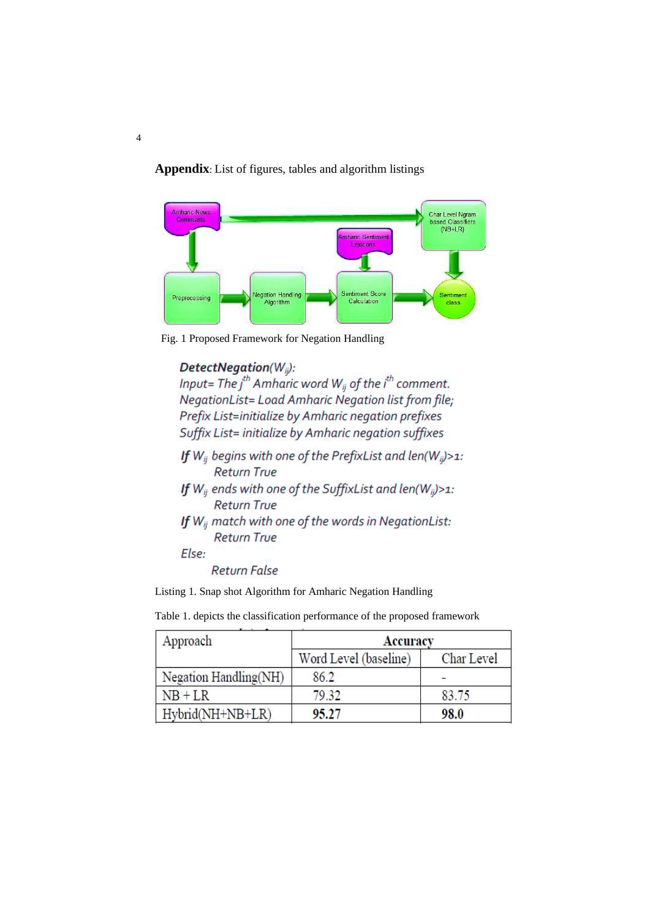**Appendix**: List of figures, tables and algorithm listings

Amharic News Comments

Char Level Ngram based Classifiers (NB+LR)

Amharic Sentiment Lexicons

Preprocessing

Negation Handling Algorithm

Sentiment Score Calculation

Sentiment class

Fig. 1 Proposed Framework for Negation Handling

```
DetectNegation(W_ij):
Input= The j^th Amharic word W_ij of the i^th comment.
NegationList= Load Amharic Negation list from file;
Prefix List=initialize by Amharic negation prefixes
Suffix List= initialize by Amharic negation suffixes

If W_ij begins with one of the PrefixList and len(W_ij)>1:
      Return True
If W_ij ends with one of the SuffixList and len(W_ij)>1:
      Return True
If W_ij match with one of the words in NegationList:
      Return True
Else:
      Return False
```

Listing 1. Snap shot Algorithm for Amharic Negation Handling

Table 1. depicts the classification performance of the proposed framework

| Approach | Accuracy | |
|---|---|---|
| | Word Level (baseline) | Char Level |
| Negation Handling(NH) | 86.2 | - |
| NB + LR | 79.32 | 83.75 |
| Hybrid(NH+NB+LR) | **95.27** | **98.0** |